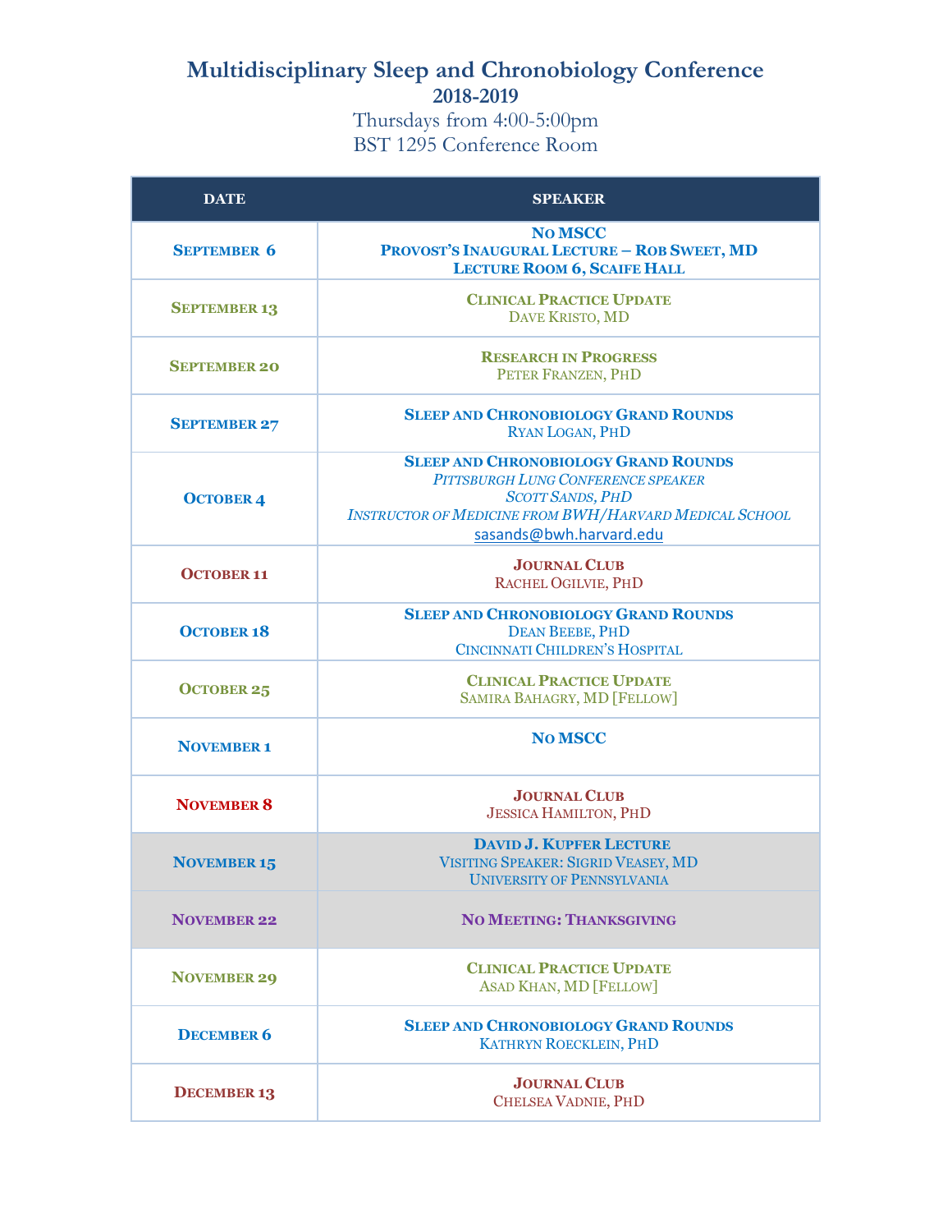# Multidisciplinary Sleep and Chronobiology Conference

## 2018-2019

Thursdays from 4:00-5:00pm

BST 1295 Conference Room

| DATE | SPEAKER |
|---|---|
| **September 6** | **No MSCC**<br>**Provost's Inaugural Lecture – Rob Sweet, MD**<br>**Lecture Room 6, Scaife Hall** |
| **September 13** | **Clinical Practice Update**<br>Dave Kristo, MD |
| **September 20** | **Research in Progress**<br>Peter Franzen, PhD |
| **September 27** | **Sleep and Chronobiology Grand Rounds**<br>Ryan Logan, PhD |
| **October 4** | **Sleep and Chronobiology Grand Rounds**<br>*Pittsburgh Lung Conference speaker*<br>*Scott Sands, PhD*<br>*Instructor of Medicine from BWH/Harvard Medical School*<br>sasands@bwh.harvard.edu |
| **October 11** | **Journal Club**<br>Rachel Ogilvie, PhD |
| **October 18** | **Sleep and Chronobiology Grand Rounds**<br>Dean Beebe, PhD<br>Cincinnati Children's Hospital |
| **October 25** | **Clinical Practice Update**<br>Samira Bahagry, MD [Fellow] |
| **November 1** | **No MSCC** |
| **November 8** | **Journal Club**<br>Jessica Hamilton, PhD |
| **November 15** | **David J. Kupfer Lecture**<br>Visiting Speaker: Sigrid Veasey, MD<br>University of Pennsylvania |
| **November 22** | **No Meeting: Thanksgiving** |
| **November 29** | **Clinical Practice Update**<br>Asad Khan, MD [Fellow] |
| **December 6** | **Sleep and Chronobiology Grand Rounds**<br>Kathryn Roecklein, PhD |
| **December 13** | **Journal Club**<br>Chelsea Vadnie, PhD |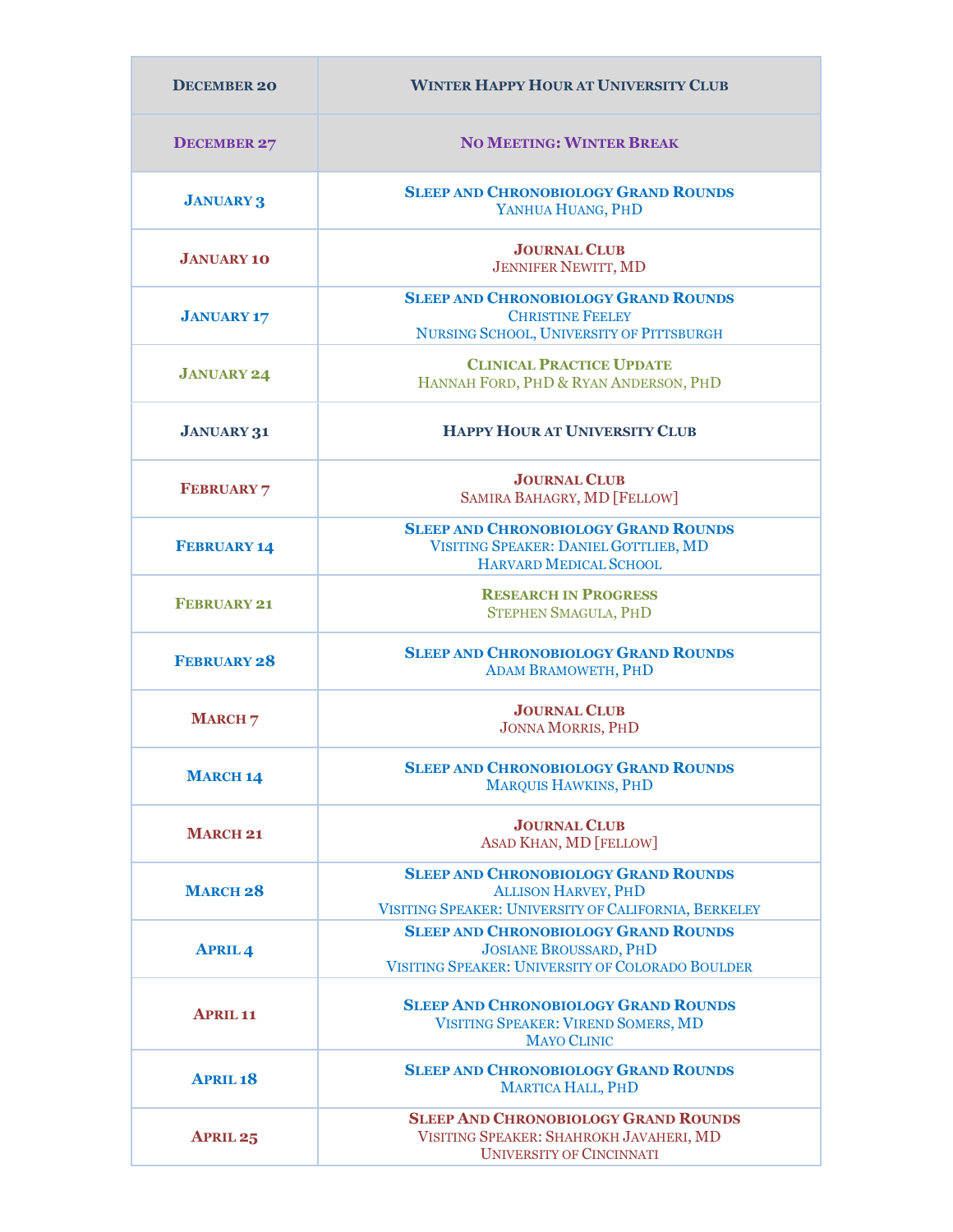| December 20 | Winter Happy Hour at University Club |
|---|---|
| December 27 | No Meeting: Winter Break |
| January 3 | Sleep and Chronobiology Grand Rounds<br>Yanhua Huang, PhD |
| January 10 | Journal Club<br>Jennifer Newitt, MD |
| January 17 | Sleep and Chronobiology Grand Rounds<br>Christine Feeley<br>Nursing School, University of Pittsburgh |
| January 24 | Clinical Practice Update<br>Hannah Ford, PhD & Ryan Anderson, PhD |
| January 31 | Happy Hour at University Club |
| February 7 | Journal Club<br>Samira Bahagry, MD [Fellow] |
| February 14 | Sleep and Chronobiology Grand Rounds<br>Visiting Speaker: Daniel Gottlieb, MD<br>Harvard Medical School |
| February 21 | Research in Progress<br>Stephen Smagula, PhD |
| February 28 | Sleep and Chronobiology Grand Rounds<br>Adam Bramoweth, PhD |
| March 7 | Journal Club<br>Jonna Morris, PhD |
| March 14 | Sleep and Chronobiology Grand Rounds<br>Marquis Hawkins, PhD |
| March 21 | Journal Club<br>Asad Khan, MD [Fellow] |
| March 28 | Sleep and Chronobiology Grand Rounds<br>Allison Harvey, PhD<br>Visiting Speaker: University of California, Berkeley |
| April 4 | Sleep and Chronobiology Grand Rounds<br>Josiane Broussard, PhD<br>Visiting Speaker: University of Colorado Boulder |
| April 11 | Sleep And Chronobiology Grand Rounds<br>Visiting Speaker: Virend Somers, MD<br>Mayo Clinic |
| April 18 | Sleep and Chronobiology Grand Rounds<br>Martica Hall, PhD |
| April 25 | Sleep And Chronobiology Grand Rounds<br>Visiting Speaker: Shahrokh Javaheri, MD<br>University of Cincinnati |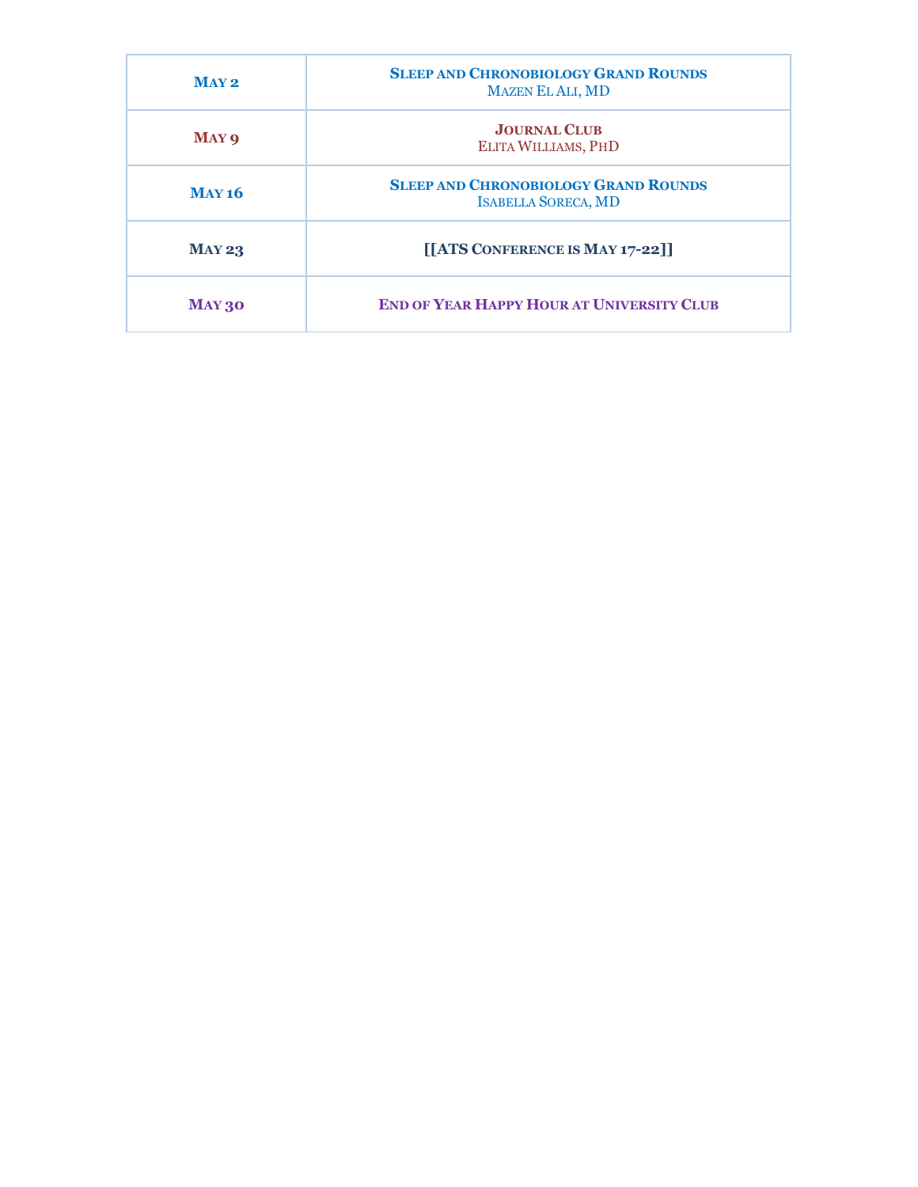| | |
|---|---|
| **May 2** | **Sleep and Chronobiology Grand Rounds**<br>Mazen El Ali, MD |
| **May 9** | **Journal Club**<br>Elita Williams, PhD |
| **May 16** | **Sleep and Chronobiology Grand Rounds**<br>Isabella Soreca, MD |
| **May 23** | **[[ATS Conference is May 17-22]]** |
| **May 30** | **End of Year Happy Hour at University Club** |